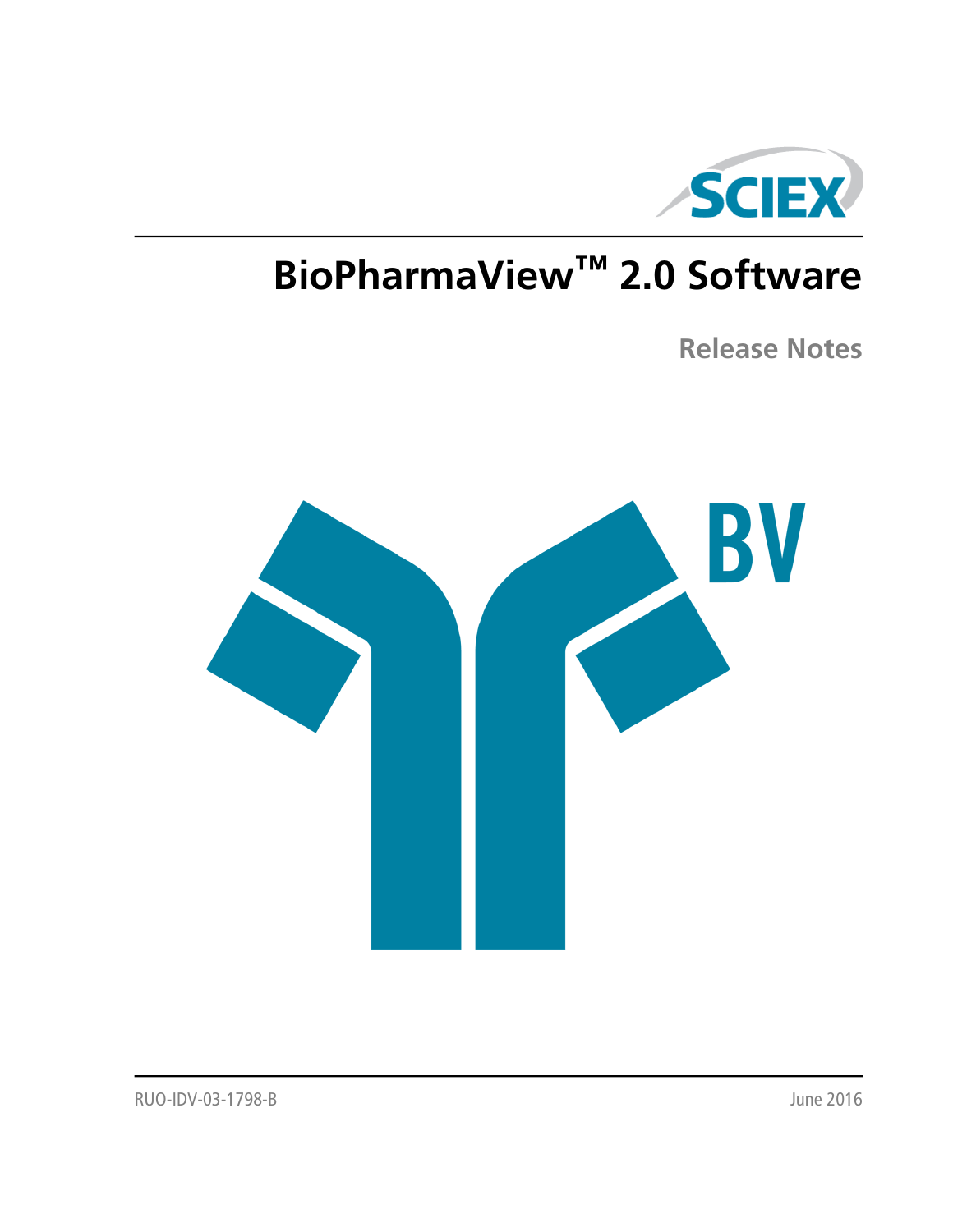# BioPharmaView™ 2.0 Software

## Release Notes

RUO-IDV-03-1798-B

June 2016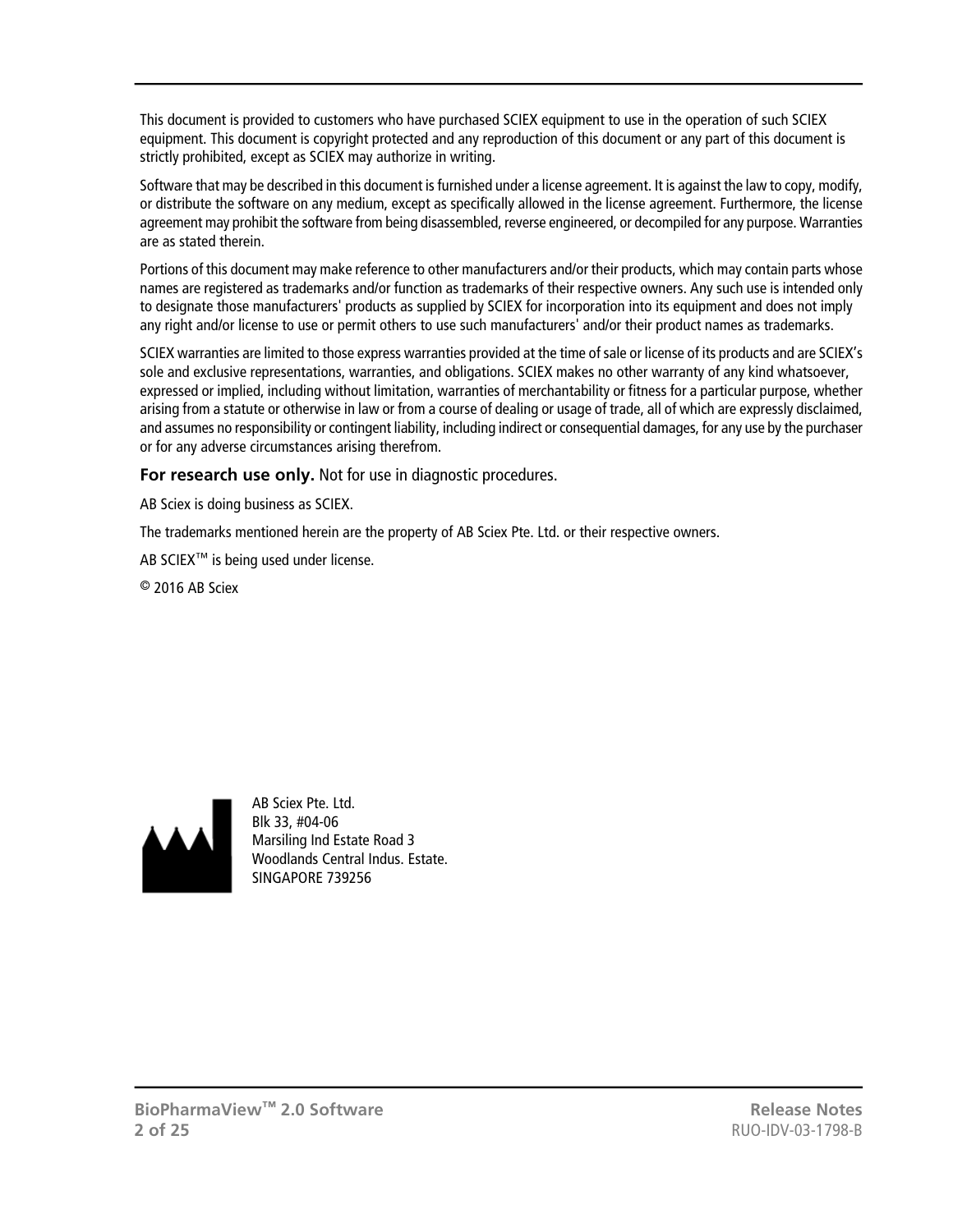This document is provided to customers who have purchased SCIEX equipment to use in the operation of such SCIEX equipment. This document is copyright protected and any reproduction of this document or any part of this document is strictly prohibited, except as SCIEX may authorize in writing.

Software that may be described in this document is furnished under a license agreement. It is against the law to copy, modify, or distribute the software on any medium, except as specifically allowed in the license agreement. Furthermore, the license agreement may prohibit the software from being disassembled, reverse engineered, or decompiled for any purpose. Warranties are as stated therein.

Portions of this document may make reference to other manufacturers and/or their products, which may contain parts whose names are registered as trademarks and/or function as trademarks of their respective owners. Any such use is intended only to designate those manufacturers' products as supplied by SCIEX for incorporation into its equipment and does not imply any right and/or license to use or permit others to use such manufacturers' and/or their product names as trademarks.

SCIEX warranties are limited to those express warranties provided at the time of sale or license of its products and are SCIEX's sole and exclusive representations, warranties, and obligations. SCIEX makes no other warranty of any kind whatsoever, expressed or implied, including without limitation, warranties of merchantability or fitness for a particular purpose, whether arising from a statute or otherwise in law or from a course of dealing or usage of trade, all of which are expressly disclaimed, and assumes no responsibility or contingent liability, including indirect or consequential damages, for any use by the purchaser or for any adverse circumstances arising therefrom.

**For research use only.** Not for use in diagnostic procedures.

AB Sciex is doing business as SCIEX.

The trademarks mentioned herein are the property of AB Sciex Pte. Ltd. or their respective owners.

AB SCIEX™ is being used under license.

© 2016 AB Sciex

AB Sciex Pte. Ltd.
Blk 33, #04-06
Marsiling Ind Estate Road 3
Woodlands Central Indus. Estate.
SINGAPORE 739256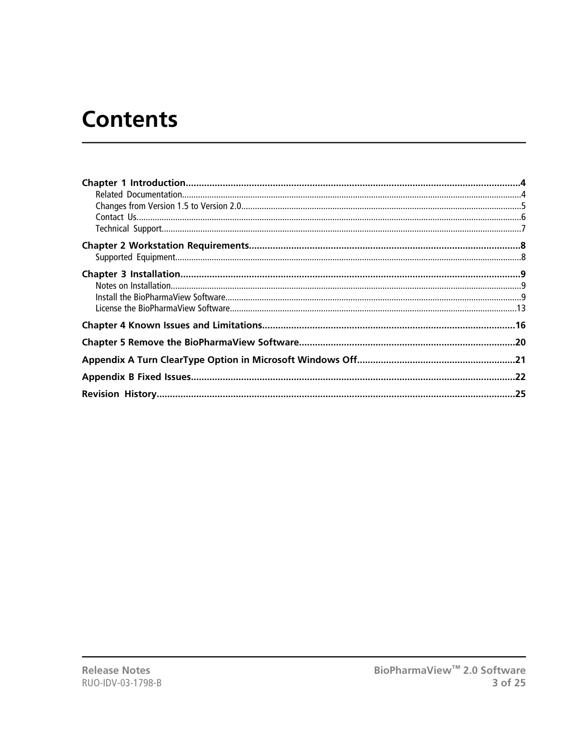# Contents

**Chapter 1 Introduction....................................................................................................................4**

Related Documentation....................................................................................................................4

Changes from Version 1.5 to Version 2.0..........................................................................................5

Contact Us.......................................................................................................................................6

Technical Support............................................................................................................................7

**Chapter 2 Workstation Requirements.........................................................................................8**

Supported Equipment......................................................................................................................8

**Chapter 3 Installation.....................................................................................................................9**

Notes on Installation.........................................................................................................................9

Install the BioPharmaView Software..................................................................................................9

License the BioPharmaView Software.............................................................................................13

**Chapter 4 Known Issues and Limitations..................................................................................16**

**Chapter 5 Remove the BioPharmaView Software....................................................................20**

**Appendix A Turn ClearType Option in Microsoft Windows Off............................................21**

**Appendix B Fixed Issues...............................................................................................................22**

**Revision History.............................................................................................................................25**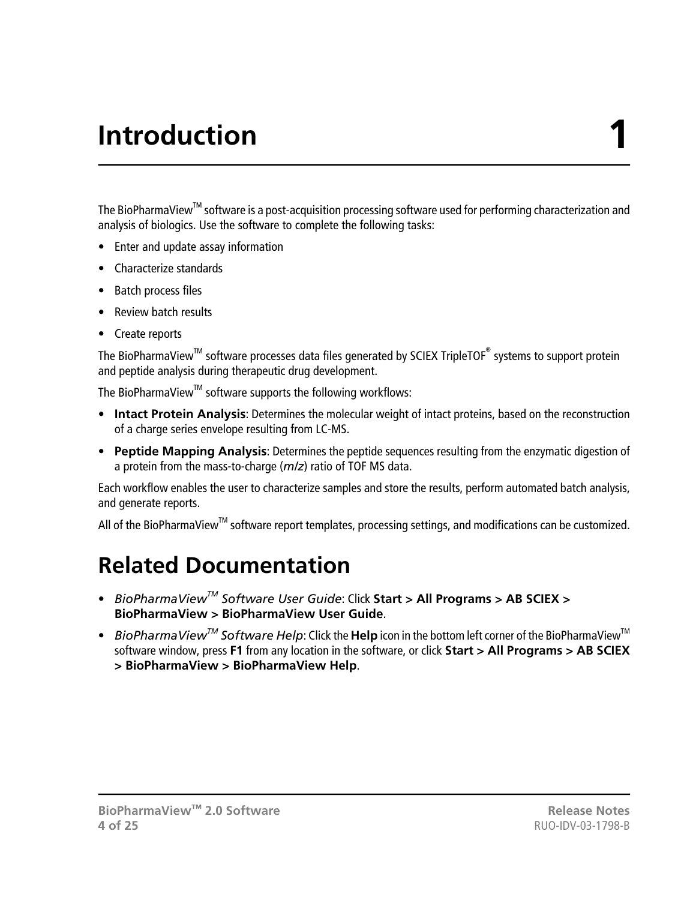# Introduction 1

The BioPharmaView™ software is a post-acquisition processing software used for performing characterization and analysis of biologics. Use the software to complete the following tasks:

- Enter and update assay information
- Characterize standards
- Batch process files
- Review batch results
- Create reports

The BioPharmaView™ software processes data files generated by SCIEX TripleTOF® systems to support protein and peptide analysis during therapeutic drug development.

The BioPharmaView™ software supports the following workflows:

- **Intact Protein Analysis**: Determines the molecular weight of intact proteins, based on the reconstruction of a charge series envelope resulting from LC-MS.
- **Peptide Mapping Analysis**: Determines the peptide sequences resulting from the enzymatic digestion of a protein from the mass-to-charge (*m/z*) ratio of TOF MS data.

Each workflow enables the user to characterize samples and store the results, perform automated batch analysis, and generate reports.

All of the BioPharmaView™ software report templates, processing settings, and modifications can be customized.

## Related Documentation

- *BioPharmaView™ Software User Guide*: Click **Start > All Programs > AB SCIEX > BioPharmaView > BioPharmaView User Guide**.
- *BioPharmaView™ Software Help*: Click the **Help** icon in the bottom left corner of the BioPharmaView™ software window, press **F1** from any location in the software, or click **Start > All Programs > AB SCIEX > BioPharmaView > BioPharmaView Help**.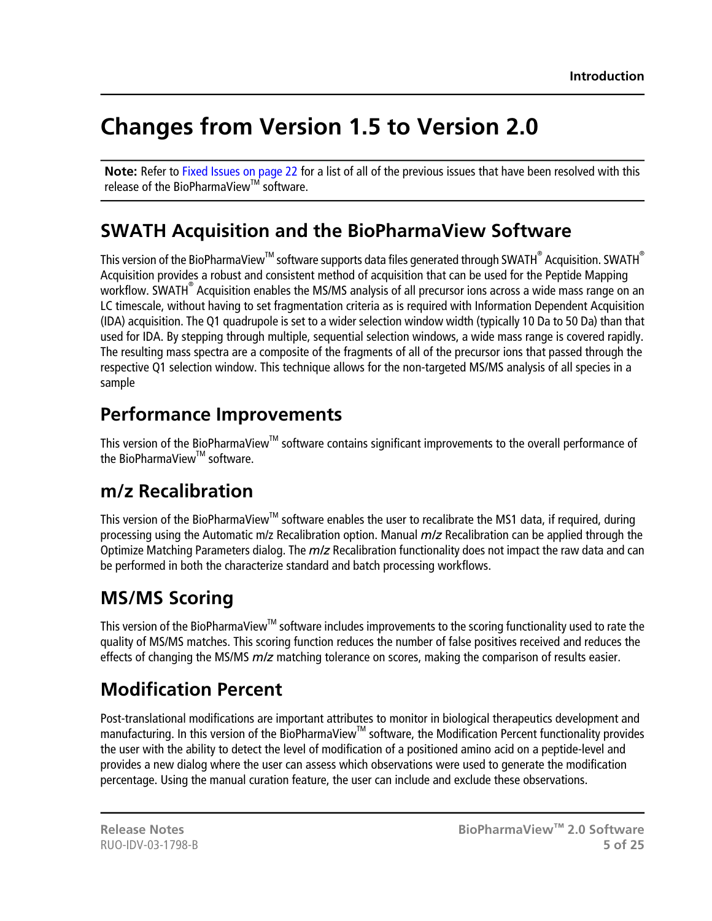# Changes from Version 1.5 to Version 2.0

**Note:** Refer to Fixed Issues on page 22 for a list of all of the previous issues that have been resolved with this release of the BioPharmaView™ software.

## SWATH Acquisition and the BioPharmaView Software

This version of the BioPharmaView™ software supports data files generated through SWATH® Acquisition. SWATH® Acquisition provides a robust and consistent method of acquisition that can be used for the Peptide Mapping workflow. SWATH® Acquisition enables the MS/MS analysis of all precursor ions across a wide mass range on an LC timescale, without having to set fragmentation criteria as is required with Information Dependent Acquisition (IDA) acquisition. The Q1 quadrupole is set to a wider selection window width (typically 10 Da to 50 Da) than that used for IDA. By stepping through multiple, sequential selection windows, a wide mass range is covered rapidly. The resulting mass spectra are a composite of the fragments of all of the precursor ions that passed through the respective Q1 selection window. This technique allows for the non-targeted MS/MS analysis of all species in a sample

## Performance Improvements

This version of the BioPharmaView™ software contains significant improvements to the overall performance of the BioPharmaView™ software.

## m/z Recalibration

This version of the BioPharmaView™ software enables the user to recalibrate the MS1 data, if required, during processing using the Automatic m/z Recalibration option. Manual *m/z* Recalibration can be applied through the Optimize Matching Parameters dialog. The *m/z* Recalibration functionality does not impact the raw data and can be performed in both the characterize standard and batch processing workflows.

## MS/MS Scoring

This version of the BioPharmaView™ software includes improvements to the scoring functionality used to rate the quality of MS/MS matches. This scoring function reduces the number of false positives received and reduces the effects of changing the MS/MS *m/z* matching tolerance on scores, making the comparison of results easier.

## Modification Percent

Post-translational modifications are important attributes to monitor in biological therapeutics development and manufacturing. In this version of the BioPharmaView™ software, the Modification Percent functionality provides the user with the ability to detect the level of modification of a positioned amino acid on a peptide-level and provides a new dialog where the user can assess which observations were used to generate the modification percentage. Using the manual curation feature, the user can include and exclude these observations.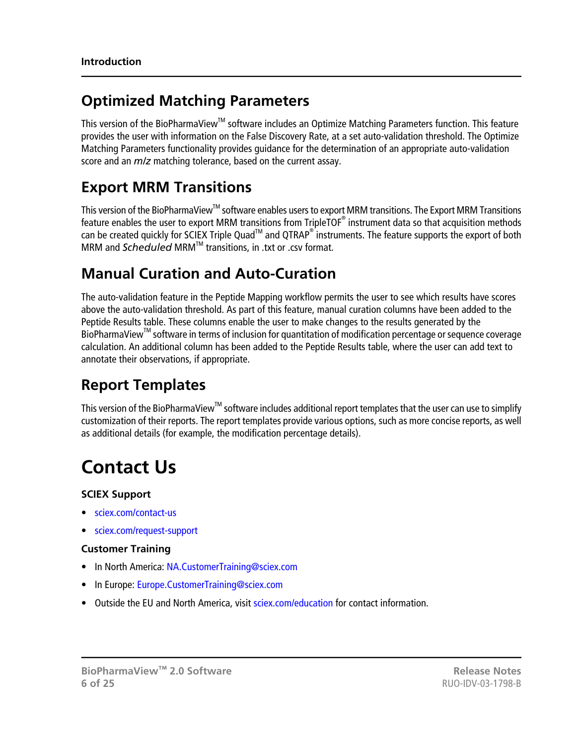## Optimized Matching Parameters

This version of the BioPharmaView™ software includes an Optimize Matching Parameters function. This feature provides the user with information on the False Discovery Rate, at a set auto-validation threshold. The Optimize Matching Parameters functionality provides guidance for the determination of an appropriate auto-validation score and an *m/z* matching tolerance, based on the current assay.

## Export MRM Transitions

This version of the BioPharmaView™ software enables users to export MRM transitions. The Export MRM Transitions feature enables the user to export MRM transitions from TripleTOF® instrument data so that acquisition methods can be created quickly for SCIEX Triple Quad™ and QTRAP® instruments. The feature supports the export of both MRM and *Scheduled* MRM™ transitions, in .txt or .csv format.

## Manual Curation and Auto-Curation

The auto-validation feature in the Peptide Mapping workflow permits the user to see which results have scores above the auto-validation threshold. As part of this feature, manual curation columns have been added to the Peptide Results table. These columns enable the user to make changes to the results generated by the BioPharmaView™ software in terms of inclusion for quantitation of modification percentage or sequence coverage calculation. An additional column has been added to the Peptide Results table, where the user can add text to annotate their observations, if appropriate.

## Report Templates

This version of the BioPharmaView™ software includes additional report templates that the user can use to simplify customization of their reports. The report templates provide various options, such as more concise reports, as well as additional details (for example, the modification percentage details).

# Contact Us

### SCIEX Support

- sciex.com/contact-us
- sciex.com/request-support

### Customer Training

- In North America: NA.CustomerTraining@sciex.com
- In Europe: Europe.CustomerTraining@sciex.com
- Outside the EU and North America, visit sciex.com/education for contact information.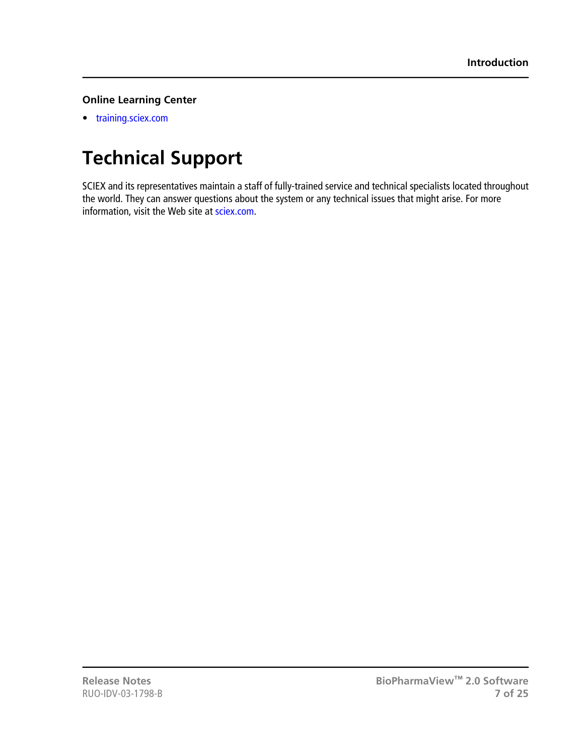### Online Learning Center

- training.sciex.com

# Technical Support

SCIEX and its representatives maintain a staff of fully-trained service and technical specialists located throughout the world. They can answer questions about the system or any technical issues that might arise. For more information, visit the Web site at sciex.com.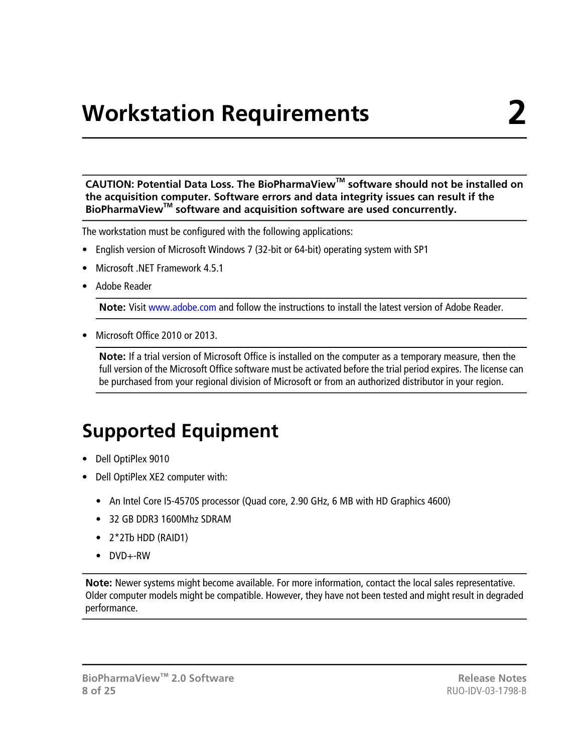# Workstation Requirements 2

**CAUTION: Potential Data Loss. The BioPharmaView™ software should not be installed on the acquisition computer. Software errors and data integrity issues can result if the BioPharmaView™ software and acquisition software are used concurrently.**

The workstation must be configured with the following applications:

- English version of Microsoft Windows 7 (32-bit or 64-bit) operating system with SP1
- Microsoft .NET Framework 4.5.1
- Adobe Reader

  **Note:** Visit www.adobe.com and follow the instructions to install the latest version of Adobe Reader.

- Microsoft Office 2010 or 2013.

  **Note:** If a trial version of Microsoft Office is installed on the computer as a temporary measure, then the full version of the Microsoft Office software must be activated before the trial period expires. The license can be purchased from your regional division of Microsoft or from an authorized distributor in your region.

## Supported Equipment

- Dell OptiPlex 9010
- Dell OptiPlex XE2 computer with:
  - An Intel Core I5-4570S processor (Quad core, 2.90 GHz, 6 MB with HD Graphics 4600)
  - 32 GB DDR3 1600Mhz SDRAM
  - 2*2Tb HDD (RAID1)
  - DVD+-RW

**Note:** Newer systems might become available. For more information, contact the local sales representative. Older computer models might be compatible. However, they have not been tested and might result in degraded performance.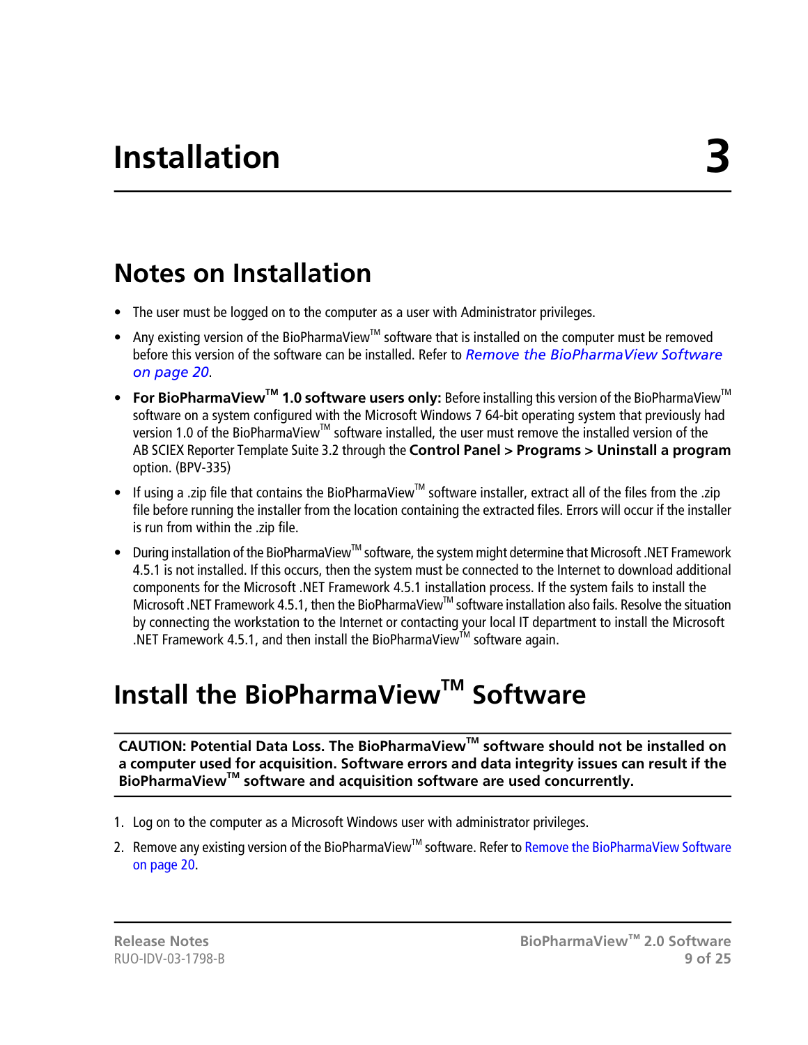# Installation 3

## Notes on Installation

- The user must be logged on to the computer as a user with Administrator privileges.
- Any existing version of the BioPharmaView™ software that is installed on the computer must be removed before this version of the software can be installed. Refer to *Remove the BioPharmaView Software on page 20*.
- **For BioPharmaView™ 1.0 software users only:** Before installing this version of the BioPharmaView™ software on a system configured with the Microsoft Windows 7 64-bit operating system that previously had version 1.0 of the BioPharmaView™ software installed, the user must remove the installed version of the AB SCIEX Reporter Template Suite 3.2 through the **Control Panel > Programs > Uninstall a program** option. (BPV-335)
- If using a .zip file that contains the BioPharmaView™ software installer, extract all of the files from the .zip file before running the installer from the location containing the extracted files. Errors will occur if the installer is run from within the .zip file.
- During installation of the BioPharmaView™ software, the system might determine that Microsoft .NET Framework 4.5.1 is not installed. If this occurs, then the system must be connected to the Internet to download additional components for the Microsoft .NET Framework 4.5.1 installation process. If the system fails to install the Microsoft .NET Framework 4.5.1, then the BioPharmaView™ software installation also fails. Resolve the situation by connecting the workstation to the Internet or contacting your local IT department to install the Microsoft .NET Framework 4.5.1, and then install the BioPharmaView™ software again.

## Install the BioPharmaView™ Software

**CAUTION: Potential Data Loss. The BioPharmaView™ software should not be installed on a computer used for acquisition. Software errors and data integrity issues can result if the BioPharmaView™ software and acquisition software are used concurrently.**

1. Log on to the computer as a Microsoft Windows user with administrator privileges.
2. Remove any existing version of the BioPharmaView™ software. Refer to Remove the BioPharmaView Software on page 20.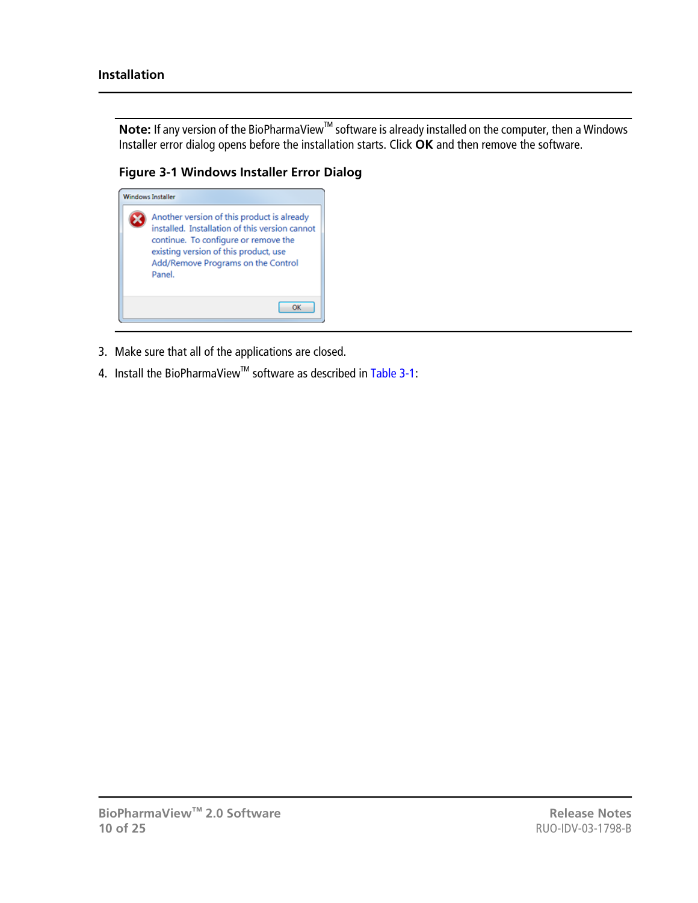## Installation

**Note:** If any version of the BioPharmaView™ software is already installed on the computer, then a Windows Installer error dialog opens before the installation starts. Click **OK** and then remove the software.

**Figure 3-1 Windows Installer Error Dialog**

3. Make sure that all of the applications are closed.
4. Install the BioPharmaView™ software as described in Table 3-1: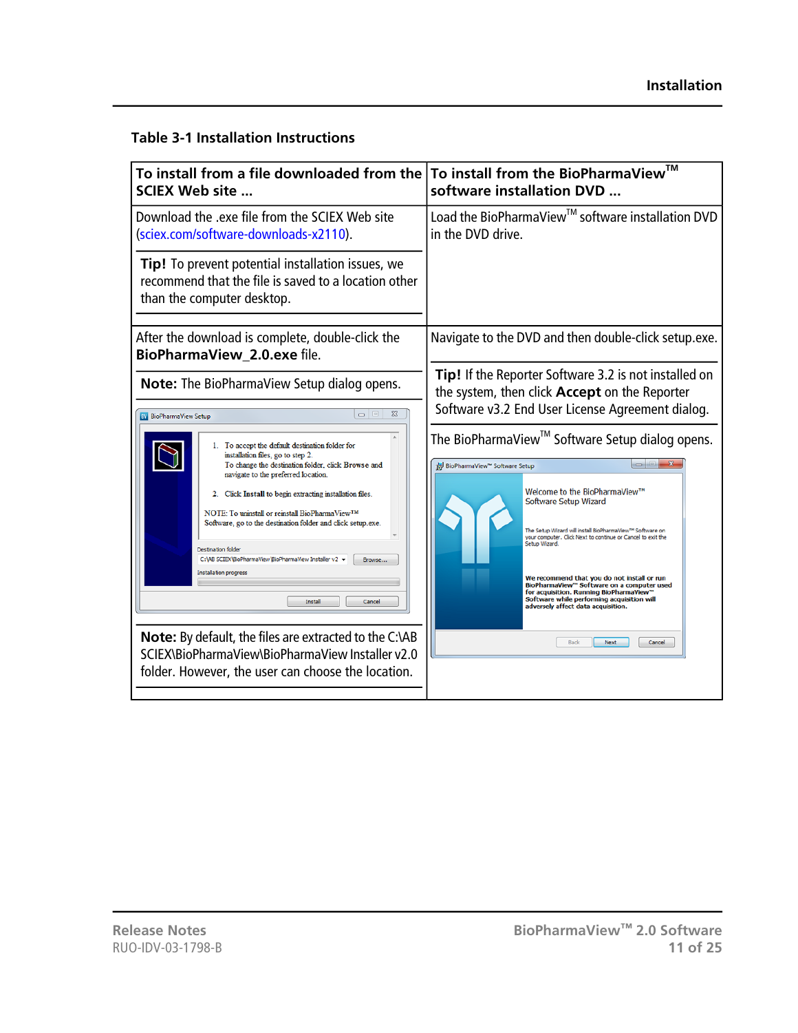**Table 3-1 Installation Instructions**

| To install from a file downloaded from the SCIEX Web site ... | To install from the BioPharmaView™ software installation DVD ... |
|---|---|
| Download the .exe file from the SCIEX Web site (sciex.com/software-downloads-x2110).<br><br>**Tip!** To prevent potential installation issues, we recommend that the file is saved to a location other than the computer desktop. | Load the BioPharmaView™ software installation DVD in the DVD drive. |
| After the download is complete, double-click the **BioPharmaView_2.0.exe** file.<br><br>**Note:** The BioPharmaView Setup dialog opens.<br><br>**Note:** By default, the files are extracted to the C:\AB SCIEX\BioPharmaView\BioPharmaView Installer v2.0 folder. However, the user can choose the location. | Navigate to the DVD and then double-click setup.exe.<br><br>**Tip!** If the Reporter Software 3.2 is not installed on the system, then click **Accept** on the Reporter Software v3.2 End User License Agreement dialog.<br><br>The BioPharmaView™ Software Setup dialog opens. |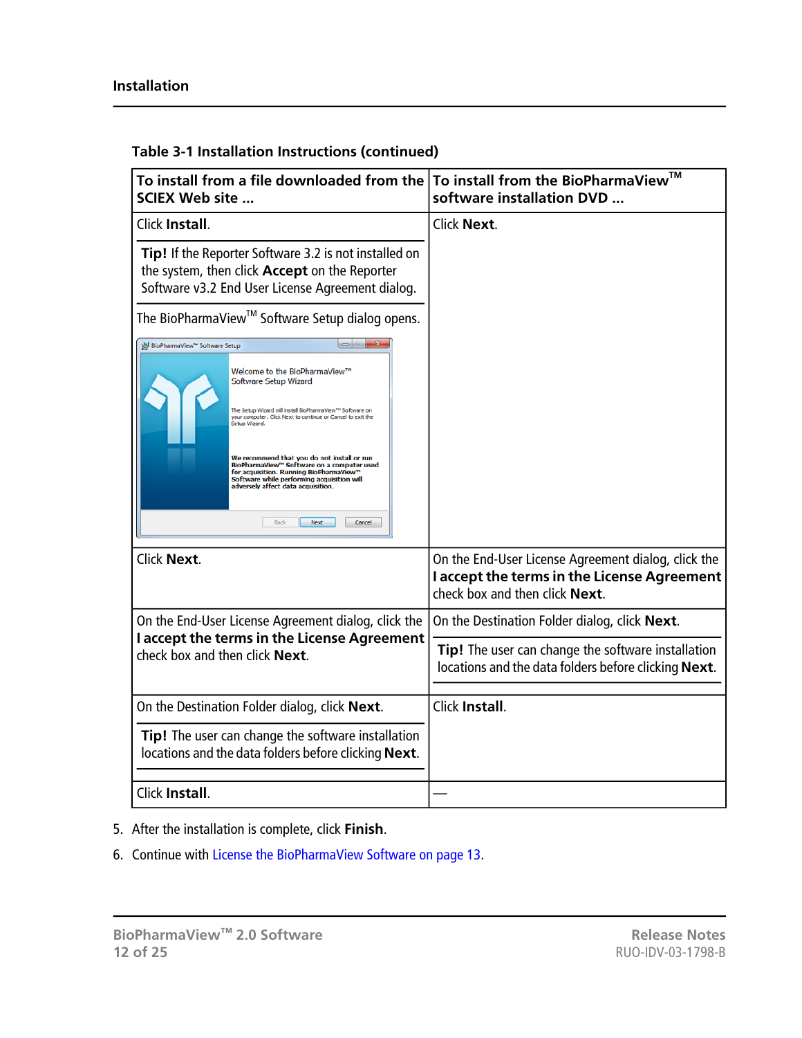**Table 3-1 Installation Instructions (continued)**

| To install from a file downloaded from the SCIEX Web site ... | To install from the BioPharmaView™ software installation DVD ... |
|---|---|
| Click **Install**.<br><br>**Tip!** If the Reporter Software 3.2 is not installed on the system, then click **Accept** on the Reporter Software v3.2 End User License Agreement dialog.<br><br>The BioPharmaView™ Software Setup dialog opens. | Click **Next**. |
| Click **Next**. | On the End-User License Agreement dialog, click the **I accept the terms in the License Agreement** check box and then click **Next**. |
| On the End-User License Agreement dialog, click the **I accept the terms in the License Agreement** check box and then click **Next**. | On the Destination Folder dialog, click **Next**.<br><br>**Tip!** The user can change the software installation locations and the data folders before clicking **Next**. |
| On the Destination Folder dialog, click **Next**.<br><br>**Tip!** The user can change the software installation locations and the data folders before clicking **Next**. | Click **Install**. |
| Click **Install**. | — |

5. After the installation is complete, click **Finish**.
6. Continue with License the BioPharmaView Software on page 13.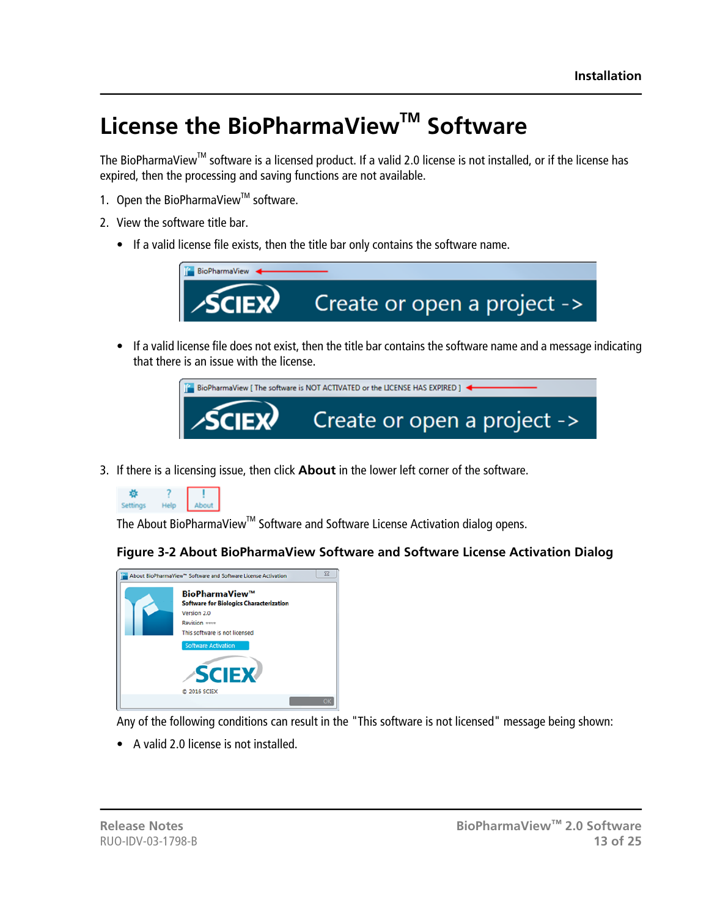# License the BioPharmaView™ Software

The BioPharmaView™ software is a licensed product. If a valid 2.0 license is not installed, or if the license has expired, then the processing and saving functions are not available.

1. Open the BioPharmaView™ software.
2. View the software title bar.
   - If a valid license file exists, then the title bar only contains the software name.
   - If a valid license file does not exist, then the title bar contains the software name and a message indicating that there is an issue with the license.
3. If there is a licensing issue, then click **About** in the lower left corner of the software.

   The About BioPharmaView™ Software and Software License Activation dialog opens.

   **Figure 3-2 About BioPharmaView Software and Software License Activation Dialog**

   Any of the following conditions can result in the "This software is not licensed" message being shown:

   - A valid 2.0 license is not installed.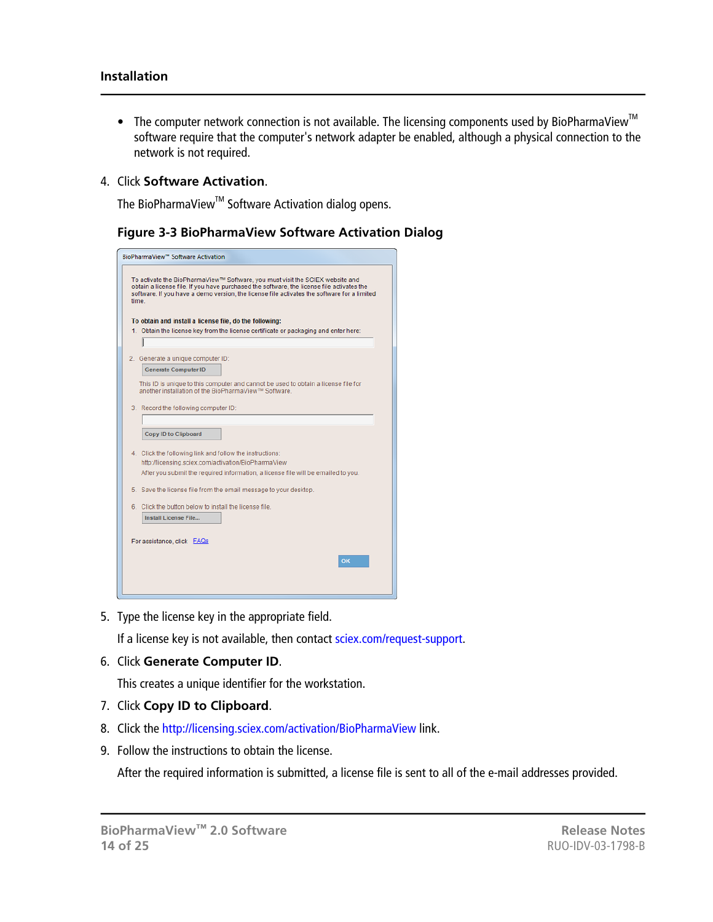- The computer network connection is not available. The licensing components used by BioPharmaView™ software require that the computer's network adapter be enabled, although a physical connection to the network is not required.

4. Click **Software Activation**.

   The BioPharmaView™ Software Activation dialog opens.

   **Figure 3-3 BioPharmaView Software Activation Dialog**

5. Type the license key in the appropriate field.

   If a license key is not available, then contact sciex.com/request-support.

6. Click **Generate Computer ID**.

   This creates a unique identifier for the workstation.

7. Click **Copy ID to Clipboard**.

8. Click the http://licensing.sciex.com/activation/BioPharmaView link.

9. Follow the instructions to obtain the license.

   After the required information is submitted, a license file is sent to all of the e-mail addresses provided.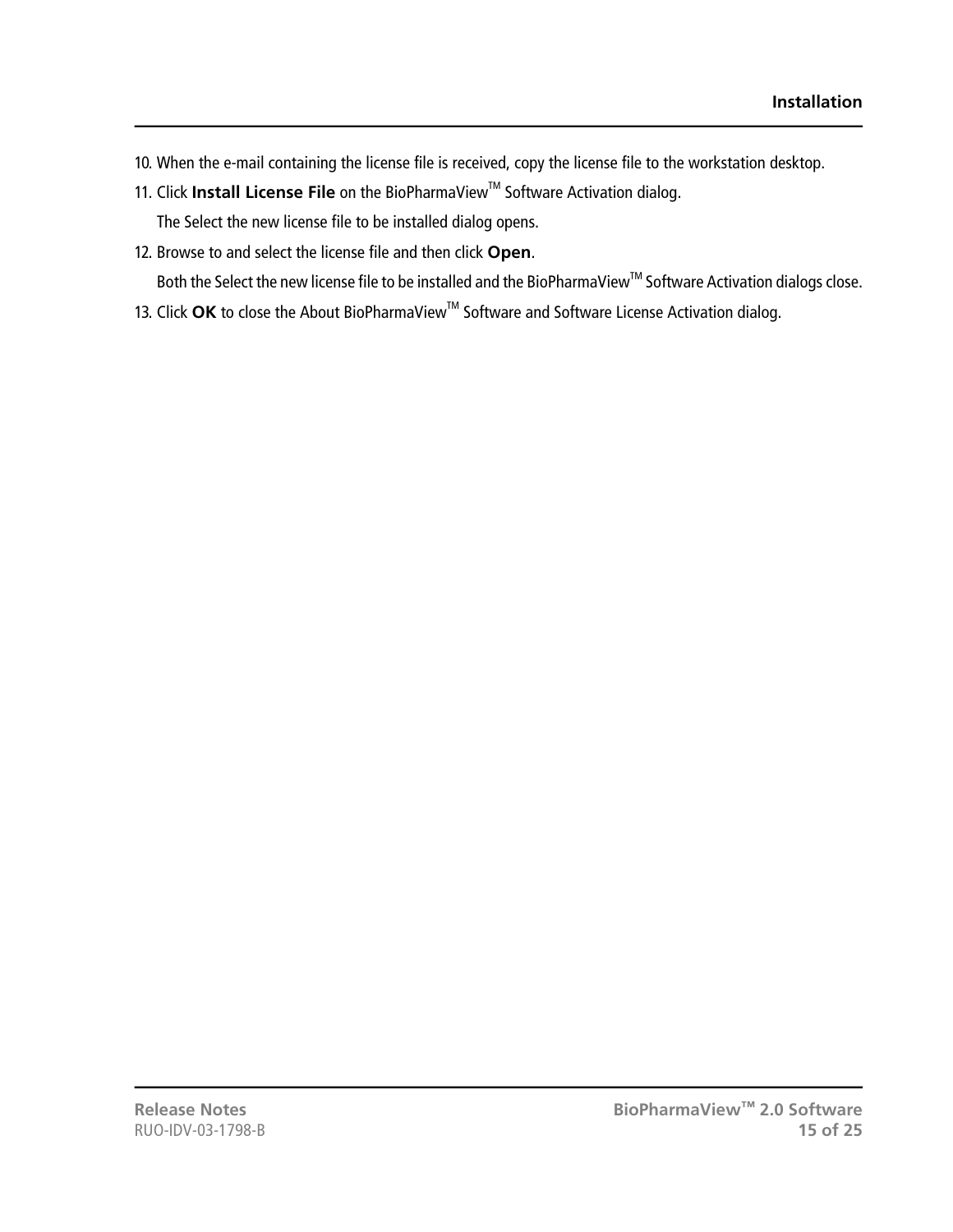10. When the e-mail containing the license file is received, copy the license file to the workstation desktop.
11. Click **Install License File** on the BioPharmaView™ Software Activation dialog.

    The Select the new license file to be installed dialog opens.
12. Browse to and select the license file and then click **Open**.

    Both the Select the new license file to be installed and the BioPharmaView™ Software Activation dialogs close.
13. Click **OK** to close the About BioPharmaView™ Software and Software License Activation dialog.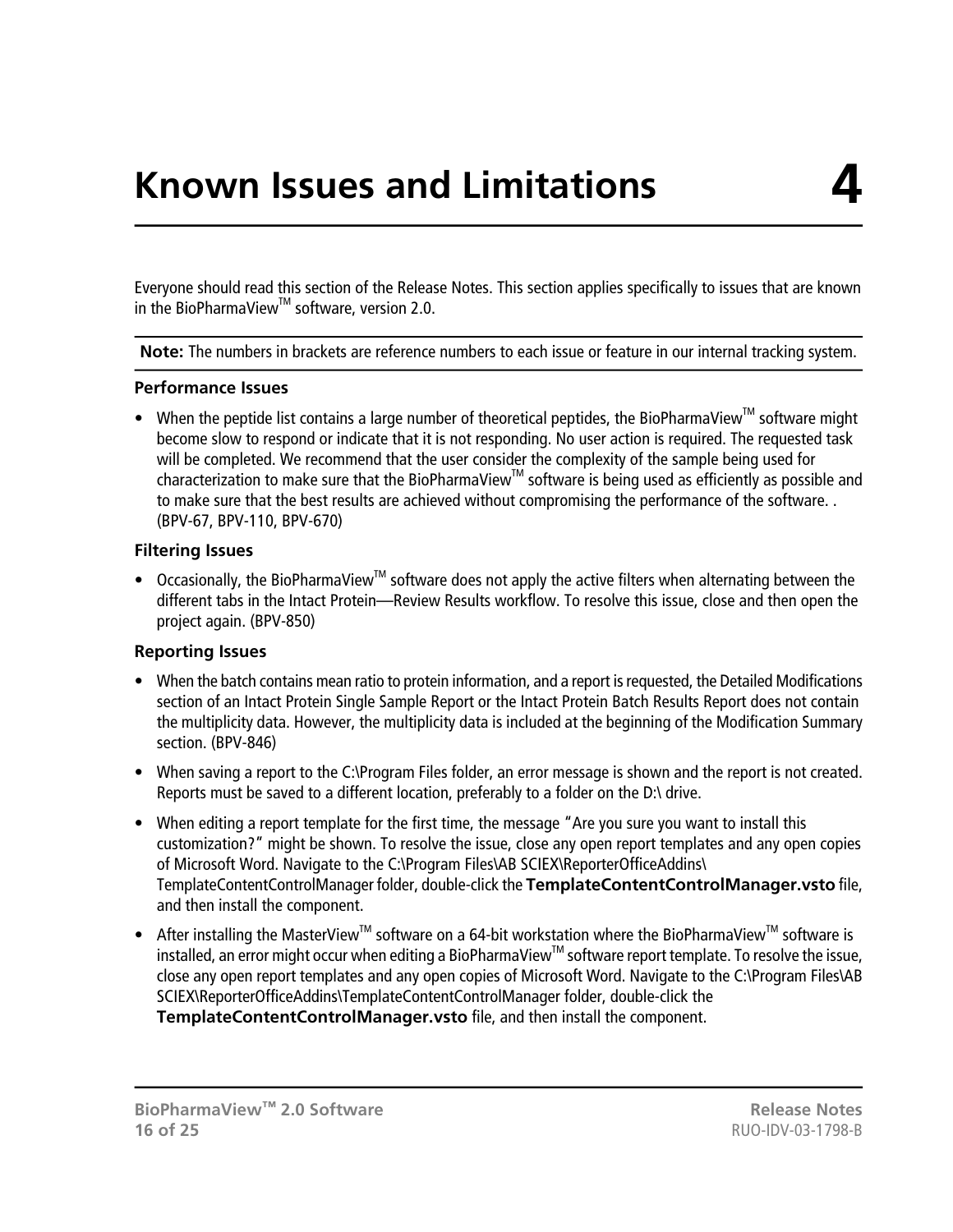# 4 Known Issues and Limitations

Everyone should read this section of the Release Notes. This section applies specifically to issues that are known in the BioPharmaView™ software, version 2.0.

**Note:** The numbers in brackets are reference numbers to each issue or feature in our internal tracking system.

### Performance Issues

- When the peptide list contains a large number of theoretical peptides, the BioPharmaView™ software might become slow to respond or indicate that it is not responding. No user action is required. The requested task will be completed. We recommend that the user consider the complexity of the sample being used for characterization to make sure that the BioPharmaView™ software is being used as efficiently as possible and to make sure that the best results are achieved without compromising the performance of the software. . (BPV-67, BPV-110, BPV-670)

### Filtering Issues

- Occasionally, the BioPharmaView™ software does not apply the active filters when alternating between the different tabs in the Intact Protein—Review Results workflow. To resolve this issue, close and then open the project again. (BPV-850)

### Reporting Issues

- When the batch contains mean ratio to protein information, and a report is requested, the Detailed Modifications section of an Intact Protein Single Sample Report or the Intact Protein Batch Results Report does not contain the multiplicity data. However, the multiplicity data is included at the beginning of the Modification Summary section. (BPV-846)
- When saving a report to the C:\Program Files folder, an error message is shown and the report is not created. Reports must be saved to a different location, preferably to a folder on the D:\ drive.
- When editing a report template for the first time, the message "Are you sure you want to install this customization?" might be shown. To resolve the issue, close any open report templates and any open copies of Microsoft Word. Navigate to the C:\Program Files\AB SCIEX\ReporterOfficeAddins\TemplateContentControlManager folder, double-click the **TemplateContentControlManager.vsto** file, and then install the component.
- After installing the MasterView™ software on a 64-bit workstation where the BioPharmaView™ software is installed, an error might occur when editing a BioPharmaView™ software report template. To resolve the issue, close any open report templates and any open copies of Microsoft Word. Navigate to the C:\Program Files\AB SCIEX\ReporterOfficeAddins\TemplateContentControlManager folder, double-click the **TemplateContentControlManager.vsto** file, and then install the component.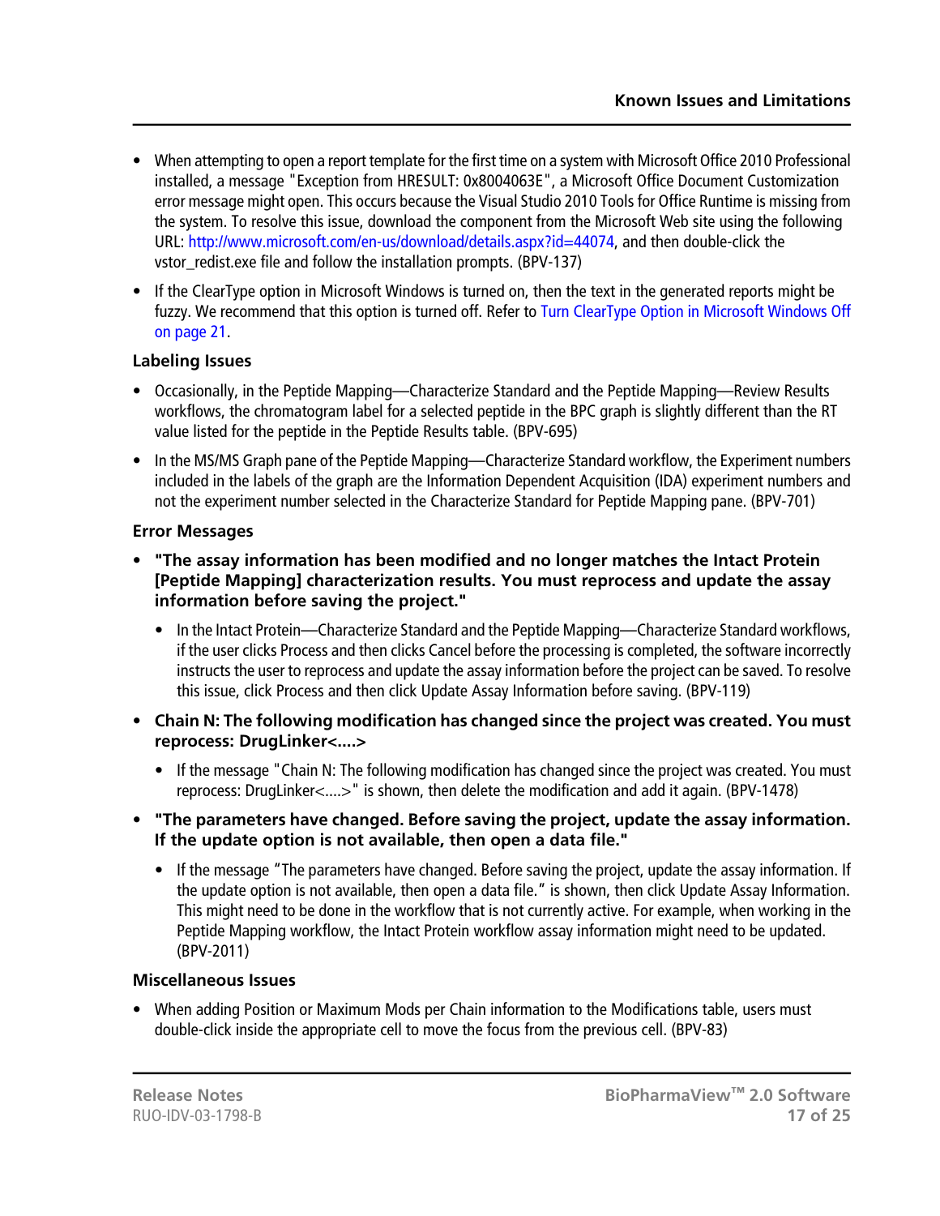- When attempting to open a report template for the first time on a system with Microsoft Office 2010 Professional installed, a message "Exception from HRESULT: 0x8004063E", a Microsoft Office Document Customization error message might open. This occurs because the Visual Studio 2010 Tools for Office Runtime is missing from the system. To resolve this issue, download the component from the Microsoft Web site using the following URL: http://www.microsoft.com/en-us/download/details.aspx?id=44074, and then double-click the vstor_redist.exe file and follow the installation prompts. (BPV-137)
- If the ClearType option in Microsoft Windows is turned on, then the text in the generated reports might be fuzzy. We recommend that this option is turned off. Refer to Turn ClearType Option in Microsoft Windows Off on page 21.

### Labeling Issues

- Occasionally, in the Peptide Mapping—Characterize Standard and the Peptide Mapping—Review Results workflows, the chromatogram label for a selected peptide in the BPC graph is slightly different than the RT value listed for the peptide in the Peptide Results table. (BPV-695)
- In the MS/MS Graph pane of the Peptide Mapping—Characterize Standard workflow, the Experiment numbers included in the labels of the graph are the Information Dependent Acquisition (IDA) experiment numbers and not the experiment number selected in the Characterize Standard for Peptide Mapping pane. (BPV-701)

### Error Messages

- **"The assay information has been modified and no longer matches the Intact Protein [Peptide Mapping] characterization results. You must reprocess and update the assay information before saving the project."**
  - In the Intact Protein—Characterize Standard and the Peptide Mapping—Characterize Standard workflows, if the user clicks Process and then clicks Cancel before the processing is completed, the software incorrectly instructs the user to reprocess and update the assay information before the project can be saved. To resolve this issue, click Process and then click Update Assay Information before saving. (BPV-119)
- **Chain N: The following modification has changed since the project was created. You must reprocess: DrugLinker<....>**
  - If the message "Chain N: The following modification has changed since the project was created. You must reprocess: DrugLinker<....>" is shown, then delete the modification and add it again. (BPV-1478)
- **"The parameters have changed. Before saving the project, update the assay information. If the update option is not available, then open a data file."**
  - If the message "The parameters have changed. Before saving the project, update the assay information. If the update option is not available, then open a data file." is shown, then click Update Assay Information. This might need to be done in the workflow that is not currently active. For example, when working in the Peptide Mapping workflow, the Intact Protein workflow assay information might need to be updated. (BPV-2011)

### Miscellaneous Issues

- When adding Position or Maximum Mods per Chain information to the Modifications table, users must double-click inside the appropriate cell to move the focus from the previous cell. (BPV-83)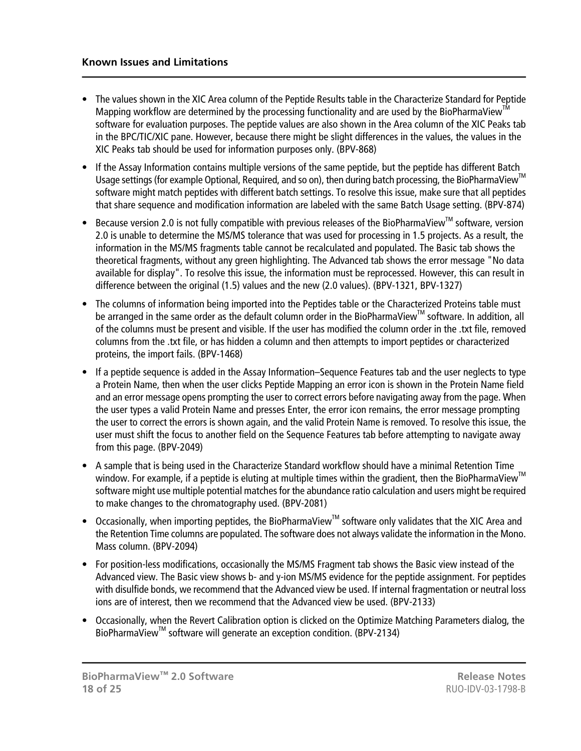- The values shown in the XIC Area column of the Peptide Results table in the Characterize Standard for Peptide Mapping workflow are determined by the processing functionality and are used by the BioPharmaView™ software for evaluation purposes. The peptide values are also shown in the Area column of the XIC Peaks tab in the BPC/TIC/XIC pane. However, because there might be slight differences in the values, the values in the XIC Peaks tab should be used for information purposes only. (BPV-868)
- If the Assay Information contains multiple versions of the same peptide, but the peptide has different Batch Usage settings (for example Optional, Required, and so on), then during batch processing, the BioPharmaView™ software might match peptides with different batch settings. To resolve this issue, make sure that all peptides that share sequence and modification information are labeled with the same Batch Usage setting. (BPV-874)
- Because version 2.0 is not fully compatible with previous releases of the BioPharmaView™ software, version 2.0 is unable to determine the MS/MS tolerance that was used for processing in 1.5 projects. As a result, the information in the MS/MS fragments table cannot be recalculated and populated. The Basic tab shows the theoretical fragments, without any green highlighting. The Advanced tab shows the error message "No data available for display". To resolve this issue, the information must be reprocessed. However, this can result in difference between the original (1.5) values and the new (2.0 values). (BPV-1321, BPV-1327)
- The columns of information being imported into the Peptides table or the Characterized Proteins table must be arranged in the same order as the default column order in the BioPharmaView™ software. In addition, all of the columns must be present and visible. If the user has modified the column order in the .txt file, removed columns from the .txt file, or has hidden a column and then attempts to import peptides or characterized proteins, the import fails. (BPV-1468)
- If a peptide sequence is added in the Assay Information–Sequence Features tab and the user neglects to type a Protein Name, then when the user clicks Peptide Mapping an error icon is shown in the Protein Name field and an error message opens prompting the user to correct errors before navigating away from the page. When the user types a valid Protein Name and presses Enter, the error icon remains, the error message prompting the user to correct the errors is shown again, and the valid Protein Name is removed. To resolve this issue, the user must shift the focus to another field on the Sequence Features tab before attempting to navigate away from this page. (BPV-2049)
- A sample that is being used in the Characterize Standard workflow should have a minimal Retention Time window. For example, if a peptide is eluting at multiple times within the gradient, then the BioPharmaView™ software might use multiple potential matches for the abundance ratio calculation and users might be required to make changes to the chromatography used. (BPV-2081)
- Occasionally, when importing peptides, the BioPharmaView™ software only validates that the XIC Area and the Retention Time columns are populated. The software does not always validate the information in the Mono. Mass column. (BPV-2094)
- For position-less modifications, occasionally the MS/MS Fragment tab shows the Basic view instead of the Advanced view. The Basic view shows b- and y-ion MS/MS evidence for the peptide assignment. For peptides with disulfide bonds, we recommend that the Advanced view be used. If internal fragmentation or neutral loss ions are of interest, then we recommend that the Advanced view be used. (BPV-2133)
- Occasionally, when the Revert Calibration option is clicked on the Optimize Matching Parameters dialog, the BioPharmaView™ software will generate an exception condition. (BPV-2134)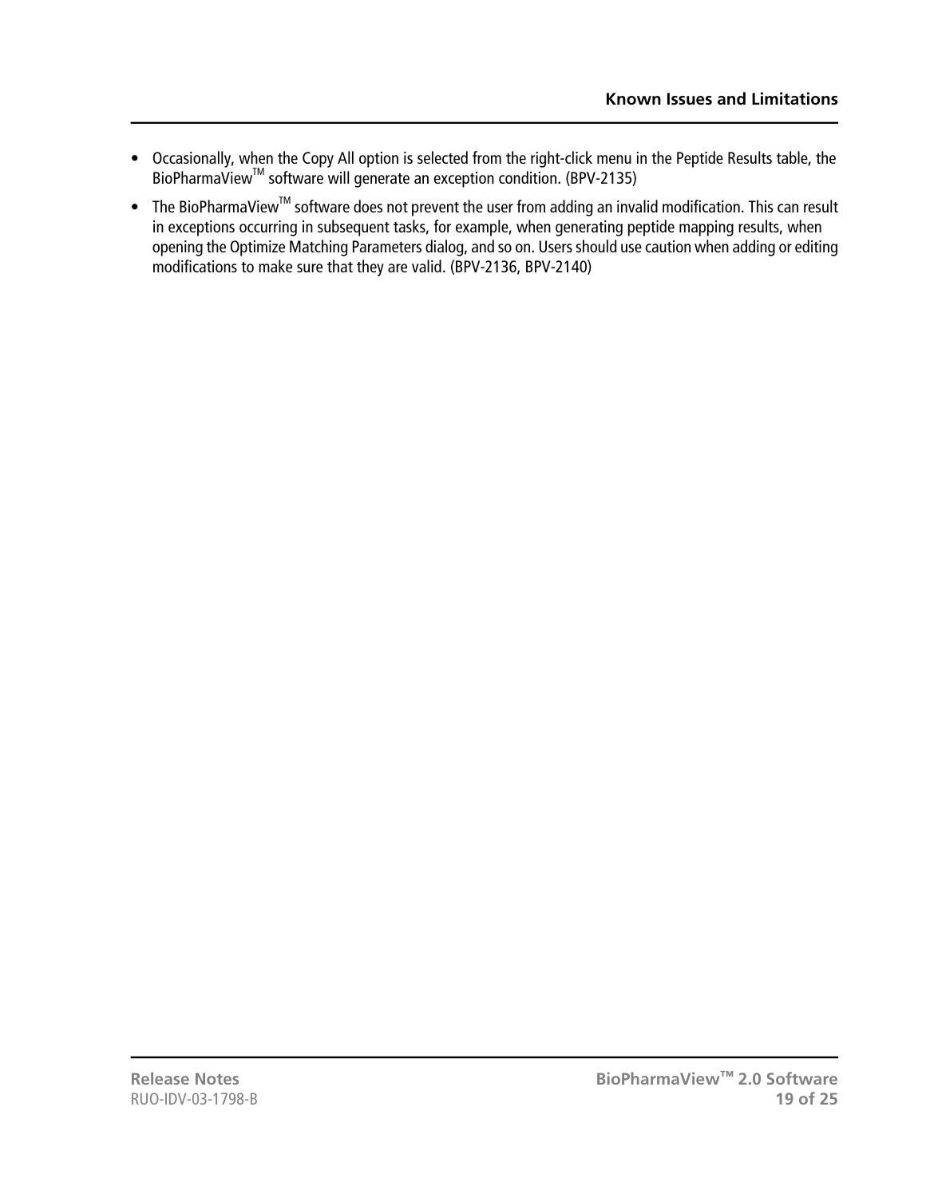- Occasionally, when the Copy All option is selected from the right-click menu in the Peptide Results table, the BioPharmaView™ software will generate an exception condition. (BPV-2135)
- The BioPharmaView™ software does not prevent the user from adding an invalid modification. This can result in exceptions occurring in subsequent tasks, for example, when generating peptide mapping results, when opening the Optimize Matching Parameters dialog, and so on. Users should use caution when adding or editing modifications to make sure that they are valid. (BPV-2136, BPV-2140)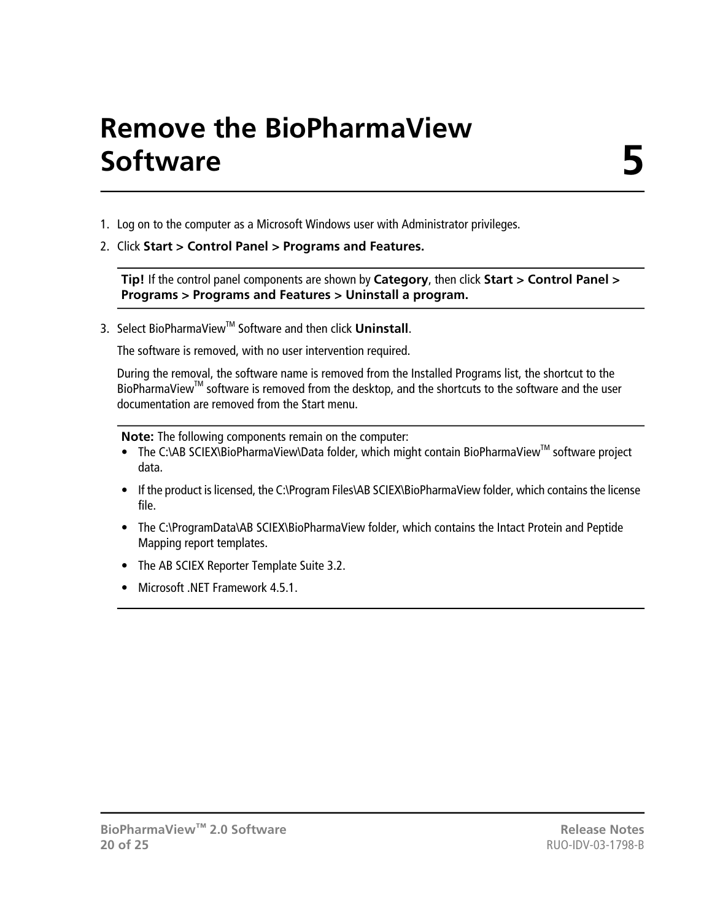# Remove the BioPharmaView Software 5

1. Log on to the computer as a Microsoft Windows user with Administrator privileges.
2. Click **Start > Control Panel > Programs and Features.**

   **Tip!** If the control panel components are shown by **Category**, then click **Start > Control Panel > Programs > Programs and Features > Uninstall a program.**

3. Select BioPharmaView™ Software and then click **Uninstall**.

   The software is removed, with no user intervention required.

   During the removal, the software name is removed from the Installed Programs list, the shortcut to the BioPharmaView™ software is removed from the desktop, and the shortcuts to the software and the user documentation are removed from the Start menu.

**Note:** The following components remain on the computer:

- The C:\AB SCIEX\BioPharmaView\Data folder, which might contain BioPharmaView™ software project data.
- If the product is licensed, the C:\Program Files\AB SCIEX\BioPharmaView folder, which contains the license file.
- The C:\ProgramData\AB SCIEX\BioPharmaView folder, which contains the Intact Protein and Peptide Mapping report templates.
- The AB SCIEX Reporter Template Suite 3.2.
- Microsoft .NET Framework 4.5.1.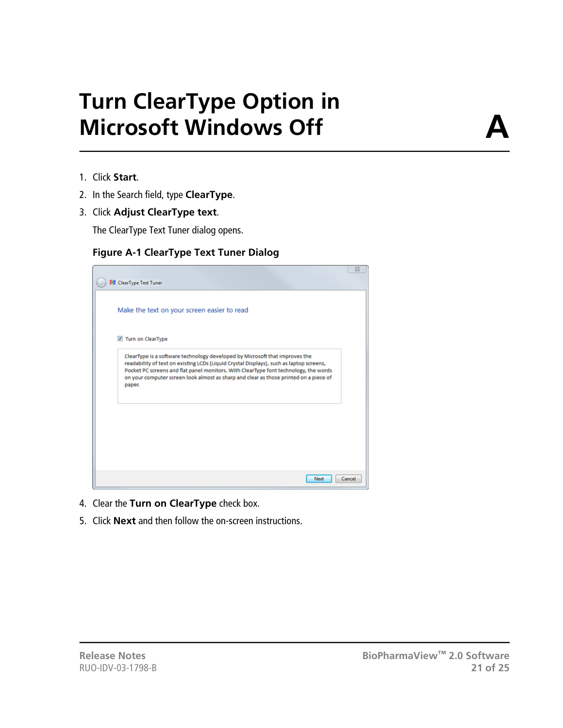# Turn ClearType Option in Microsoft Windows Off

A

1. Click **Start**.
2. In the Search field, type **ClearType**.
3. Click **Adjust ClearType text**.

   The ClearType Text Tuner dialog opens.

   **Figure A-1 ClearType Text Tuner Dialog**

4. Clear the **Turn on ClearType** check box.
5. Click **Next** and then follow the on-screen instructions.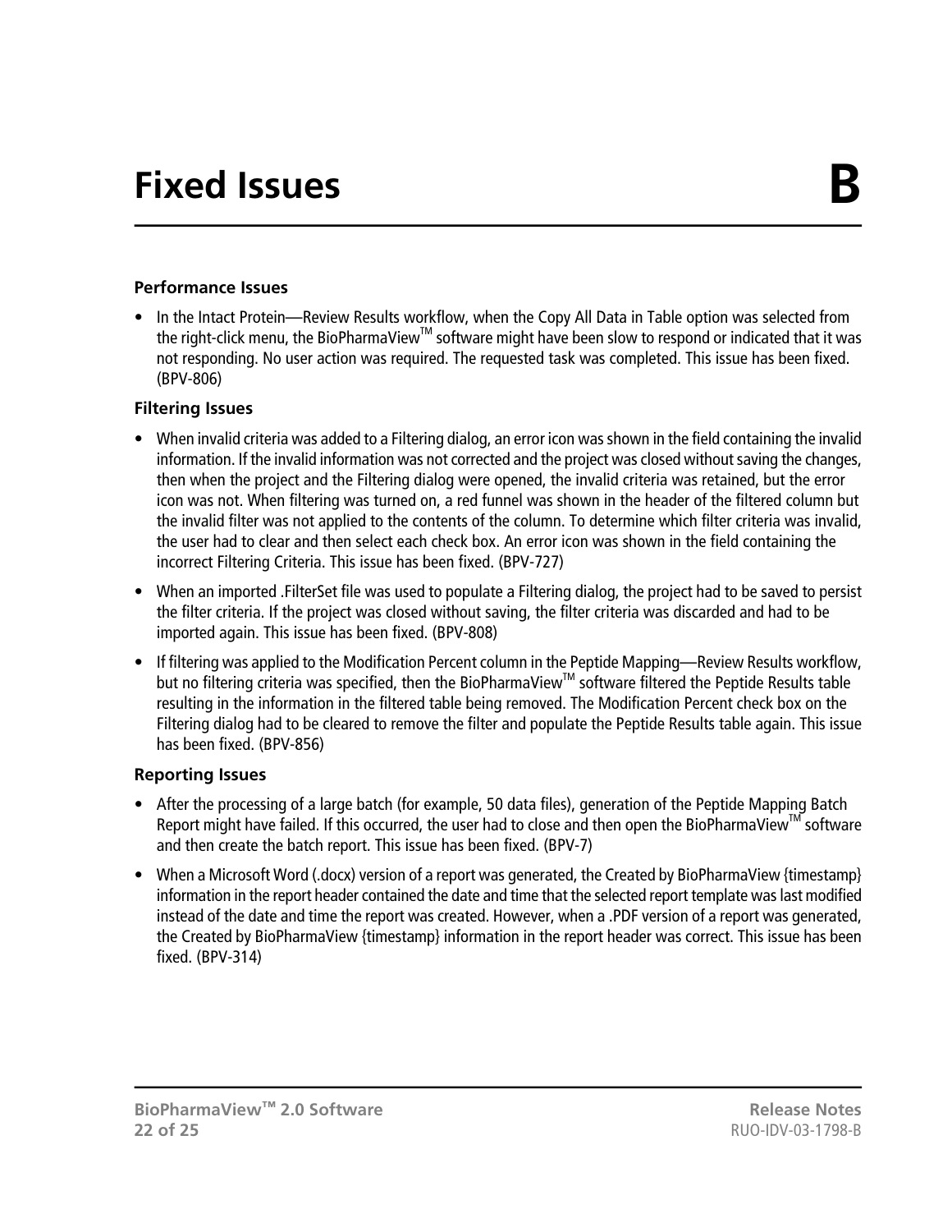# Fixed Issues B

### Performance Issues

- In the Intact Protein—Review Results workflow, when the Copy All Data in Table option was selected from the right-click menu, the BioPharmaView™ software might have been slow to respond or indicated that it was not responding. No user action was required. The requested task was completed. This issue has been fixed. (BPV-806)

### Filtering Issues

- When invalid criteria was added to a Filtering dialog, an error icon was shown in the field containing the invalid information. If the invalid information was not corrected and the project was closed without saving the changes, then when the project and the Filtering dialog were opened, the invalid criteria was retained, but the error icon was not. When filtering was turned on, a red funnel was shown in the header of the filtered column but the invalid filter was not applied to the contents of the column. To determine which filter criteria was invalid, the user had to clear and then select each check box. An error icon was shown in the field containing the incorrect Filtering Criteria. This issue has been fixed. (BPV-727)
- When an imported .FilterSet file was used to populate a Filtering dialog, the project had to be saved to persist the filter criteria. If the project was closed without saving, the filter criteria was discarded and had to be imported again. This issue has been fixed. (BPV-808)
- If filtering was applied to the Modification Percent column in the Peptide Mapping—Review Results workflow, but no filtering criteria was specified, then the BioPharmaView™ software filtered the Peptide Results table resulting in the information in the filtered table being removed. The Modification Percent check box on the Filtering dialog had to be cleared to remove the filter and populate the Peptide Results table again. This issue has been fixed. (BPV-856)

### Reporting Issues

- After the processing of a large batch (for example, 50 data files), generation of the Peptide Mapping Batch Report might have failed. If this occurred, the user had to close and then open the BioPharmaView™ software and then create the batch report. This issue has been fixed. (BPV-7)
- When a Microsoft Word (.docx) version of a report was generated, the Created by BioPharmaView {timestamp} information in the report header contained the date and time that the selected report template was last modified instead of the date and time the report was created. However, when a .PDF version of a report was generated, the Created by BioPharmaView {timestamp} information in the report header was correct. This issue has been fixed. (BPV-314)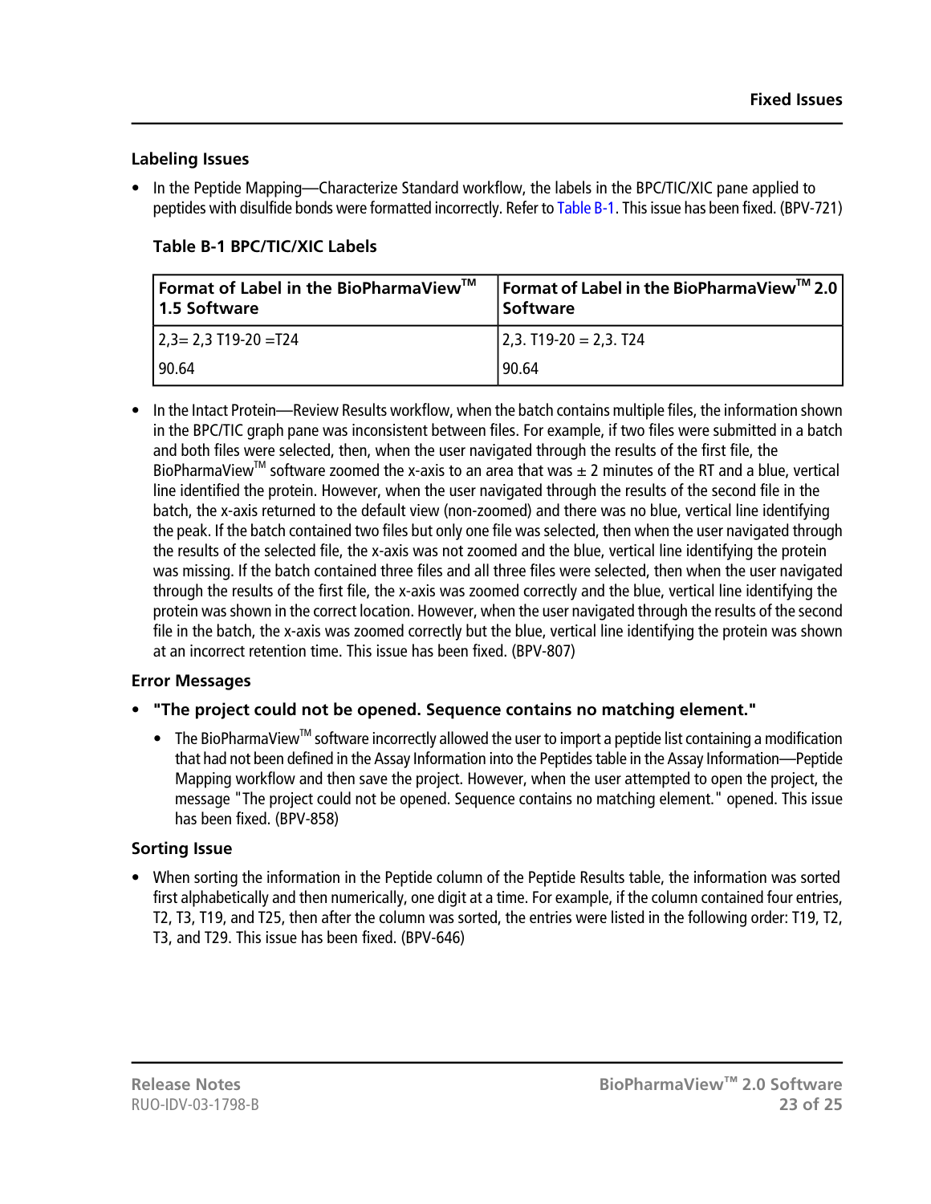### Labeling Issues

- In the Peptide Mapping—Characterize Standard workflow, the labels in the BPC/TIC/XIC pane applied to peptides with disulfide bonds were formatted incorrectly. Refer to Table B-1. This issue has been fixed. (BPV-721)

**Table B-1 BPC/TIC/XIC Labels**

| Format of Label in the BioPharmaView™ 1.5 Software | Format of Label in the BioPharmaView™ 2.0 Software |
|---|---|
| 2,3= 2,3 T19-20 =T24<br>90.64 | 2,3. T19-20 = 2,3. T24<br>90.64 |

- In the Intact Protein—Review Results workflow, when the batch contains multiple files, the information shown in the BPC/TIC graph pane was inconsistent between files. For example, if two files were submitted in a batch and both files were selected, then, when the user navigated through the results of the first file, the BioPharmaView™ software zoomed the x-axis to an area that was ± 2 minutes of the RT and a blue, vertical line identified the protein. However, when the user navigated through the results of the second file in the batch, the x-axis returned to the default view (non-zoomed) and there was no blue, vertical line identifying the peak. If the batch contained two files but only one file was selected, then when the user navigated through the results of the selected file, the x-axis was not zoomed and the blue, vertical line identifying the protein was missing. If the batch contained three files and all three files were selected, then when the user navigated through the results of the first file, the x-axis was zoomed correctly and the blue, vertical line identifying the protein was shown in the correct location. However, when the user navigated through the results of the second file in the batch, the x-axis was zoomed correctly but the blue, vertical line identifying the protein was shown at an incorrect retention time. This issue has been fixed. (BPV-807)

### Error Messages

- **"The project could not be opened. Sequence contains no matching element."**
  - The BioPharmaView™ software incorrectly allowed the user to import a peptide list containing a modification that had not been defined in the Assay Information into the Peptides table in the Assay Information—Peptide Mapping workflow and then save the project. However, when the user attempted to open the project, the message "The project could not be opened. Sequence contains no matching element." opened. This issue has been fixed. (BPV-858)

### Sorting Issue

- When sorting the information in the Peptide column of the Peptide Results table, the information was sorted first alphabetically and then numerically, one digit at a time. For example, if the column contained four entries, T2, T3, T19, and T25, then after the column was sorted, the entries were listed in the following order: T19, T2, T3, and T29. This issue has been fixed. (BPV-646)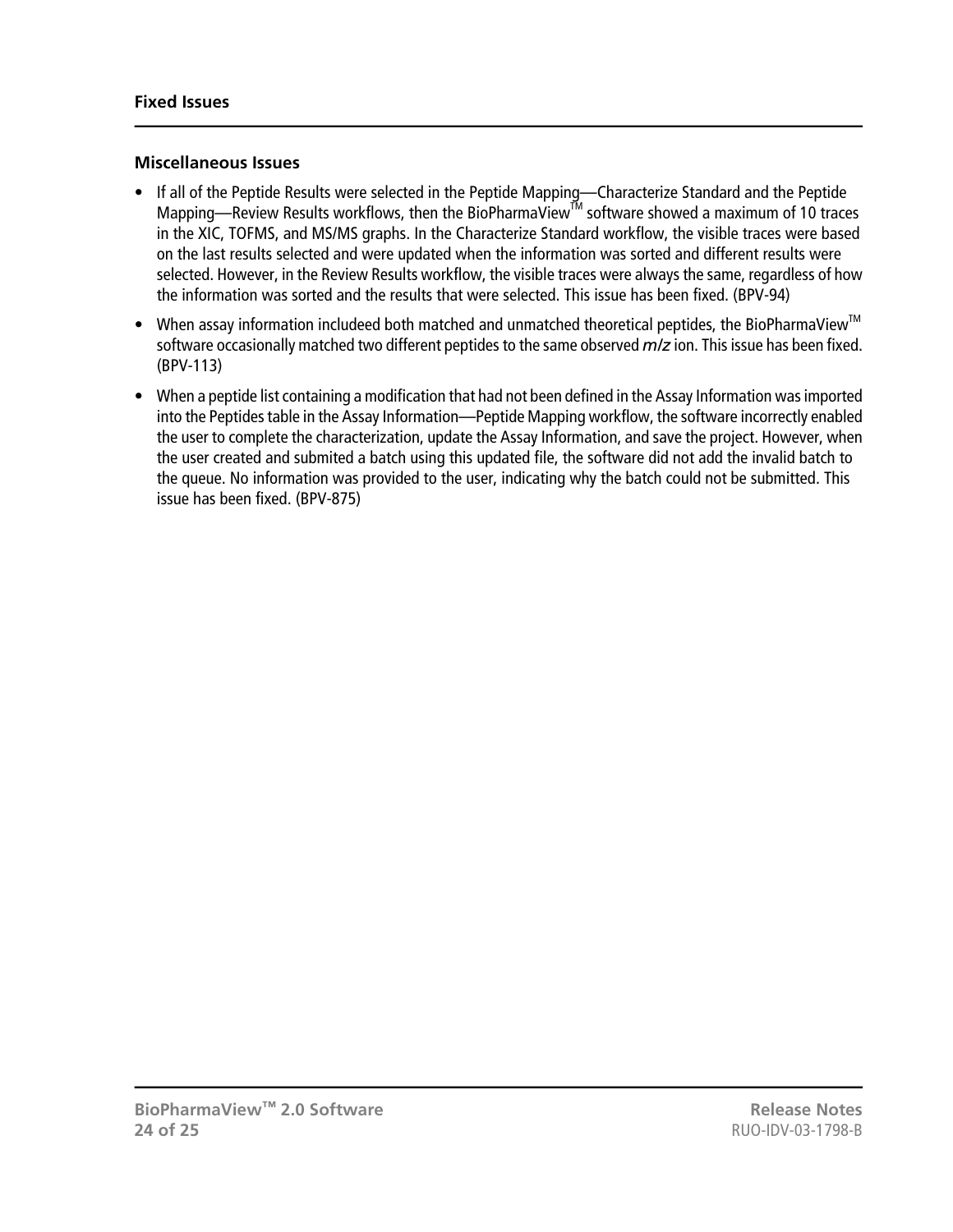## Fixed Issues

### Miscellaneous Issues

- If all of the Peptide Results were selected in the Peptide Mapping—Characterize Standard and the Peptide Mapping—Review Results workflows, then the BioPharmaView™ software showed a maximum of 10 traces in the XIC, TOFMS, and MS/MS graphs. In the Characterize Standard workflow, the visible traces were based on the last results selected and were updated when the information was sorted and different results were selected. However, in the Review Results workflow, the visible traces were always the same, regardless of how the information was sorted and the results that were selected. This issue has been fixed. (BPV-94)
- When assay information includeed both matched and unmatched theoretical peptides, the BioPharmaView™ software occasionally matched two different peptides to the same observed *m/z* ion. This issue has been fixed. (BPV-113)
- When a peptide list containing a modification that had not been defined in the Assay Information was imported into the Peptides table in the Assay Information—Peptide Mapping workflow, the software incorrectly enabled the user to complete the characterization, update the Assay Information, and save the project. However, when the user created and submited a batch using this updated file, the software did not add the invalid batch to the queue. No information was provided to the user, indicating why the batch could not be submitted. This issue has been fixed. (BPV-875)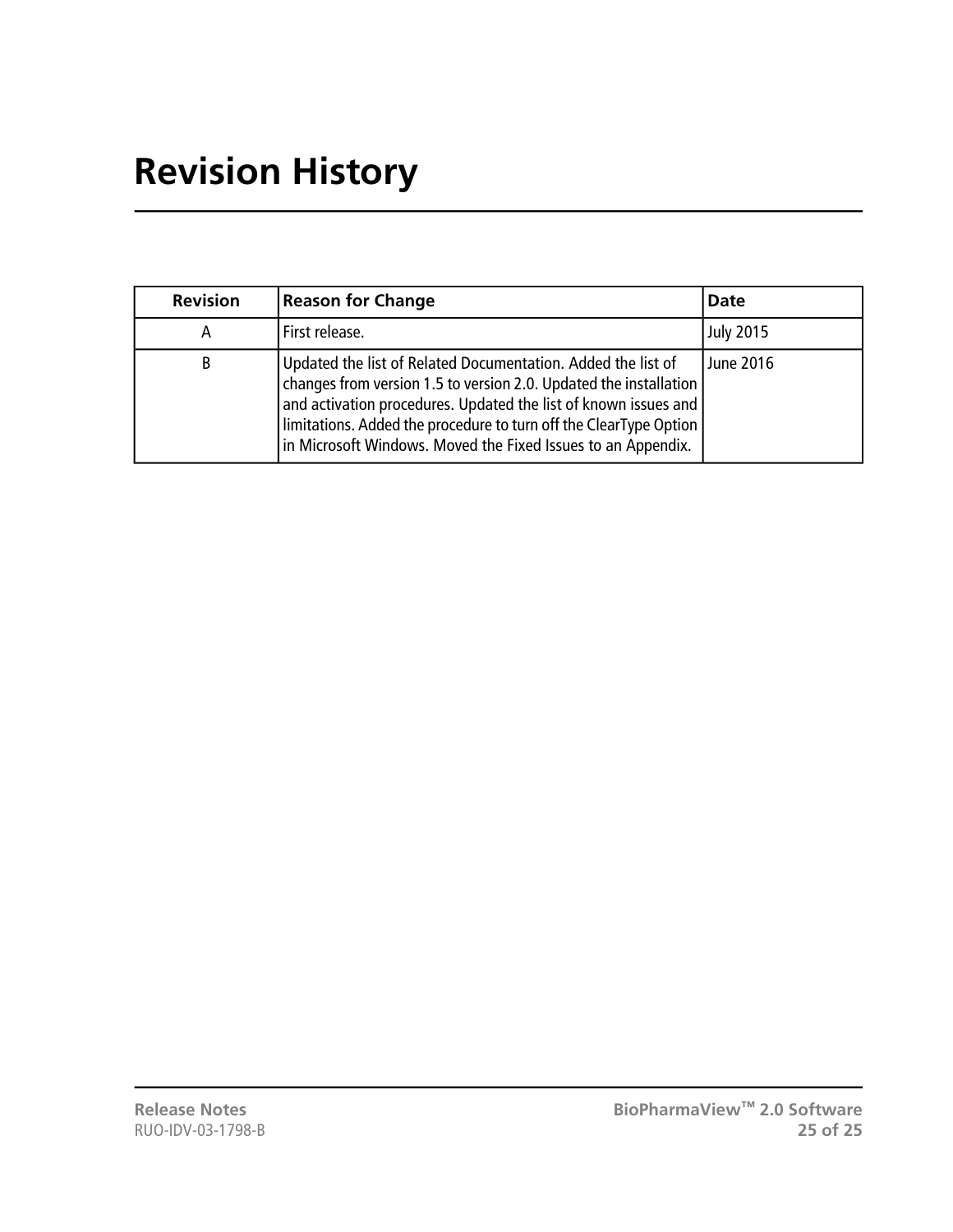# Revision History

| Revision | Reason for Change | Date |
|---|---|---|
| A | First release. | July 2015 |
| B | Updated the list of Related Documentation. Added the list of changes from version 1.5 to version 2.0. Updated the installation and activation procedures. Updated the list of known issues and limitations. Added the procedure to turn off the ClearType Option in Microsoft Windows. Moved the Fixed Issues to an Appendix. | June 2016 |